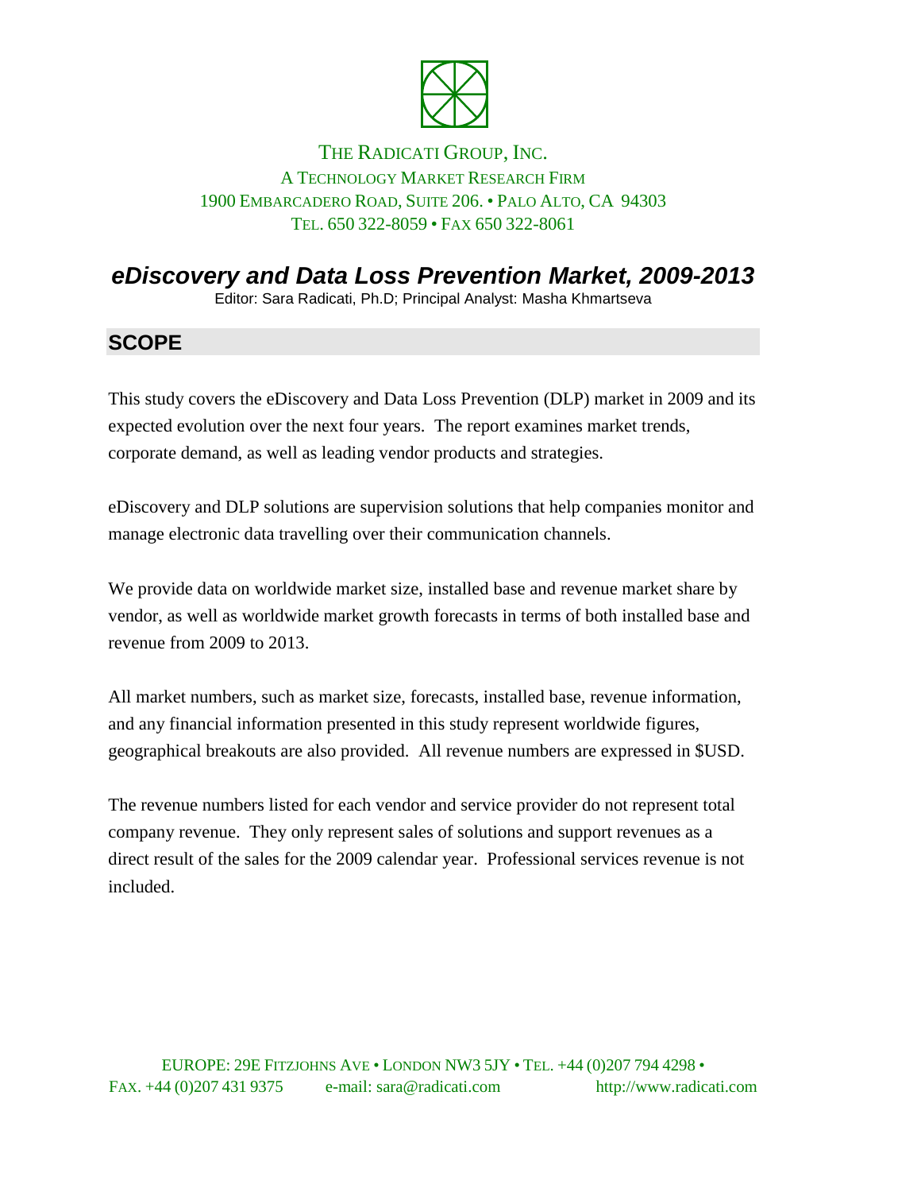THE RADICATI GROUP, INC.
A TECHNOLOGY MARKET RESEARCH FIRM
1900 EMBARCADERO ROAD, SUITE 206. • PALO ALTO, CA 94303
TEL. 650 322-8059 • FAX 650 322-8061

# *eDiscovery and Data Loss Prevention Market, 2009-2013*

Editor: Sara Radicati, Ph.D; Principal Analyst: Masha Khmartseva

## SCOPE

This study covers the eDiscovery and Data Loss Prevention (DLP) market in 2009 and its expected evolution over the next four years. The report examines market trends, corporate demand, as well as leading vendor products and strategies.

eDiscovery and DLP solutions are supervision solutions that help companies monitor and manage electronic data travelling over their communication channels.

We provide data on worldwide market size, installed base and revenue market share by vendor, as well as worldwide market growth forecasts in terms of both installed base and revenue from 2009 to 2013.

All market numbers, such as market size, forecasts, installed base, revenue information, and any financial information presented in this study represent worldwide figures, geographical breakouts are also provided. All revenue numbers are expressed in $USD.

The revenue numbers listed for each vendor and service provider do not represent total company revenue. They only represent sales of solutions and support revenues as a direct result of the sales for the 2009 calendar year. Professional services revenue is not included.

EUROPE: 29E FITZJOHNS AVE • LONDON NW3 5JY • TEL. +44 (0)207 794 4298 • FAX. +44 (0)207 431 9375 e-mail: sara@radicati.com http://www.radicati.com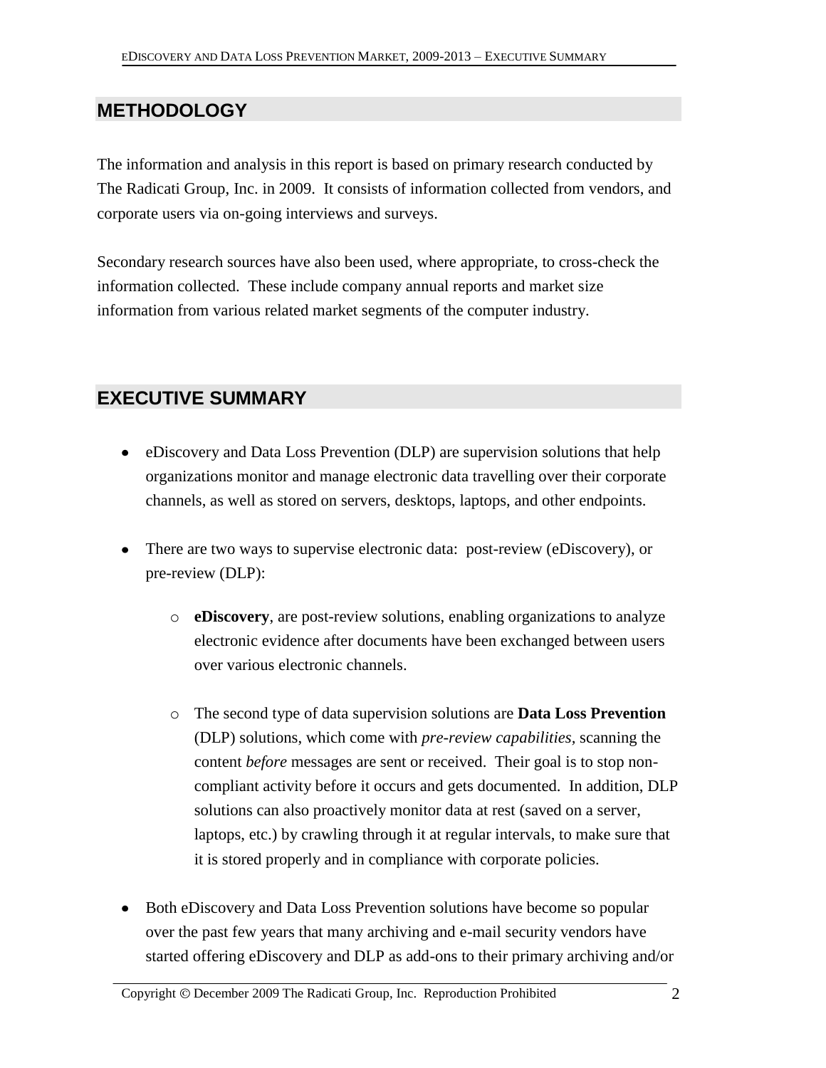## METHODOLOGY

The information and analysis in this report is based on primary research conducted by The Radicati Group, Inc. in 2009. It consists of information collected from vendors, and corporate users via on-going interviews and surveys.

Secondary research sources have also been used, where appropriate, to cross-check the information collected. These include company annual reports and market size information from various related market segments of the computer industry.

## EXECUTIVE SUMMARY

- eDiscovery and Data Loss Prevention (DLP) are supervision solutions that help organizations monitor and manage electronic data travelling over their corporate channels, as well as stored on servers, desktops, laptops, and other endpoints.

- There are two ways to supervise electronic data: post-review (eDiscovery), or pre-review (DLP):

    - **eDiscovery**, are post-review solutions, enabling organizations to analyze electronic evidence after documents have been exchanged between users over various electronic channels.

    - The second type of data supervision solutions are **Data Loss Prevention** (DLP) solutions, which come with *pre-review capabilities*, scanning the content *before* messages are sent or received. Their goal is to stop non-compliant activity before it occurs and gets documented. In addition, DLP solutions can also proactively monitor data at rest (saved on a server, laptops, etc.) by crawling through it at regular intervals, to make sure that it is stored properly and in compliance with corporate policies.

- Both eDiscovery and Data Loss Prevention solutions have become so popular over the past few years that many archiving and e-mail security vendors have started offering eDiscovery and DLP as add-ons to their primary archiving and/or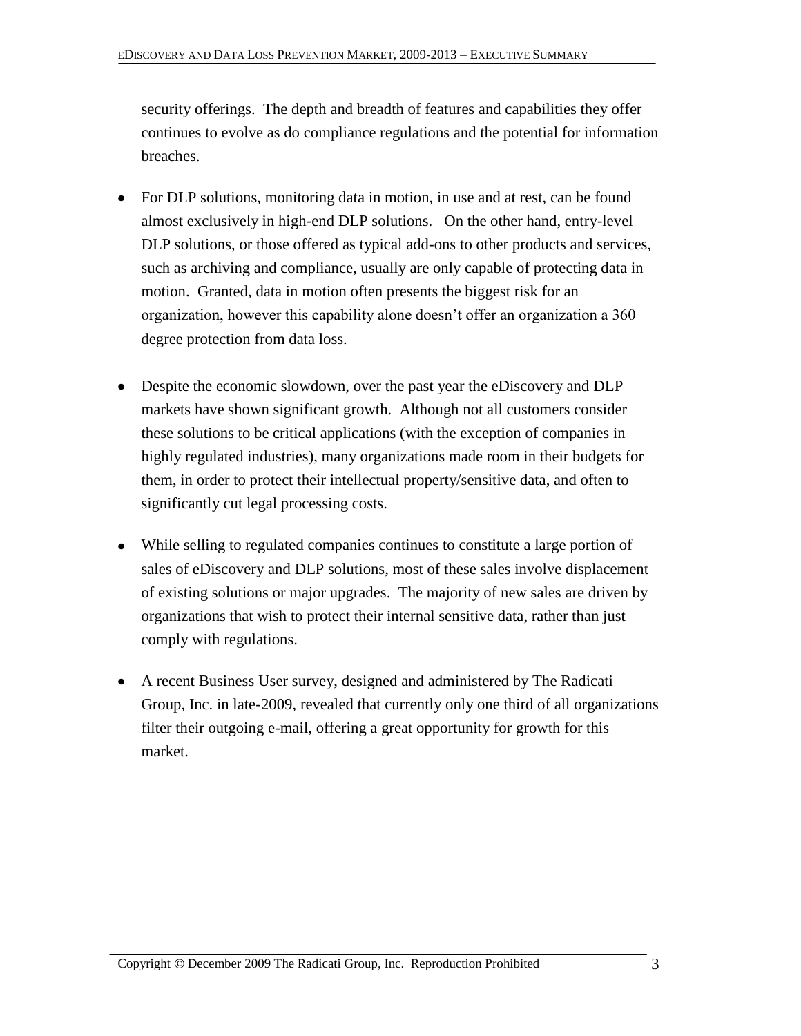security offerings. The depth and breadth of features and capabilities they offer continues to evolve as do compliance regulations and the potential for information breaches.

- For DLP solutions, monitoring data in motion, in use and at rest, can be found almost exclusively in high-end DLP solutions. On the other hand, entry-level DLP solutions, or those offered as typical add-ons to other products and services, such as archiving and compliance, usually are only capable of protecting data in motion. Granted, data in motion often presents the biggest risk for an organization, however this capability alone doesn't offer an organization a 360 degree protection from data loss.

- Despite the economic slowdown, over the past year the eDiscovery and DLP markets have shown significant growth. Although not all customers consider these solutions to be critical applications (with the exception of companies in highly regulated industries), many organizations made room in their budgets for them, in order to protect their intellectual property/sensitive data, and often to significantly cut legal processing costs.

- While selling to regulated companies continues to constitute a large portion of sales of eDiscovery and DLP solutions, most of these sales involve displacement of existing solutions or major upgrades. The majority of new sales are driven by organizations that wish to protect their internal sensitive data, rather than just comply with regulations.

- A recent Business User survey, designed and administered by The Radicati Group, Inc. in late-2009, revealed that currently only one third of all organizations filter their outgoing e-mail, offering a great opportunity for growth for this market.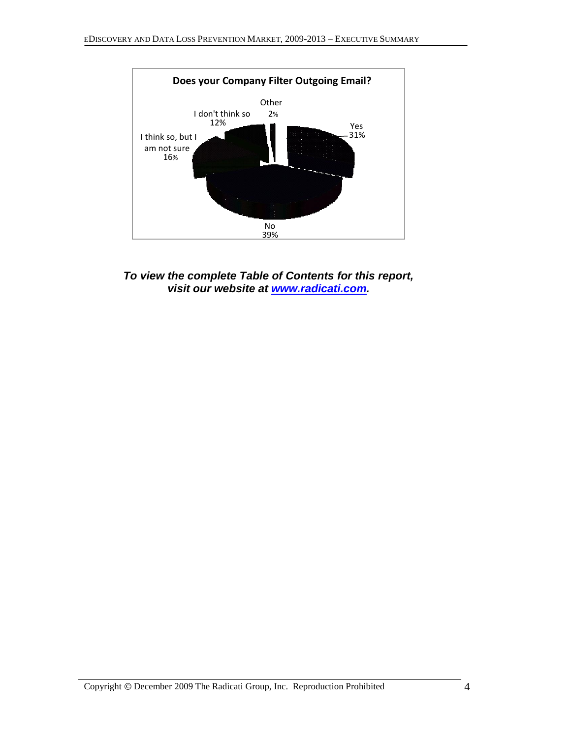Does your Company Filter Outgoing Email?

Other
2%

I don't think so
12%

Yes
31%

I think so, but I am not sure
16%

No
39%

***To view the complete Table of Contents for this report, visit our website at [www.radicati.com](http://www.radicati.com).***

Copyright © December 2009 The Radicati Group, Inc. Reproduction Prohibited